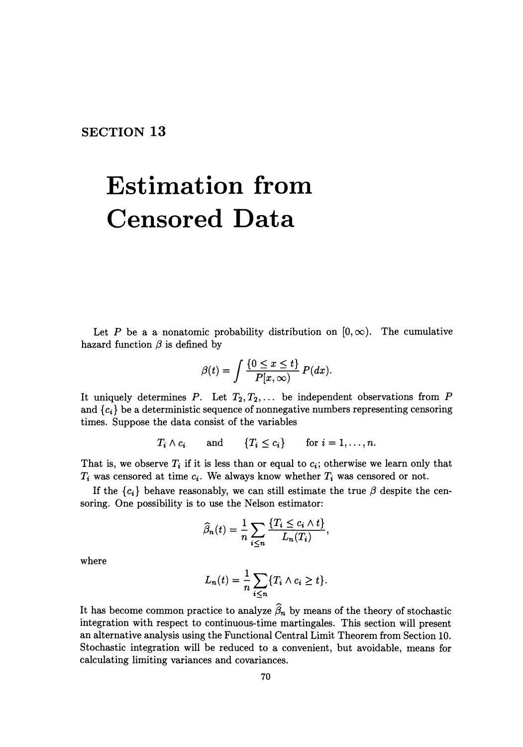# SECTION 13

# Estimation from Censored Data

Let $P$ be a a nonatomic probability distribution on $[0, \infty)$. The cumulative hazard function $\beta$ is defined by

$$\beta(t) = \int \frac{\{0 \leq x \leq t\}}{P[x, \infty)} P(dx).$$

It uniquely determines $P$. Let $T_2, T_2, \ldots$ be independent observations from $P$ and $\{c_i\}$ be a deterministic sequence of nonnegative numbers representing censoring times. Suppose the data consist of the variables

$$T_i \wedge c_i \qquad \text{and} \qquad \{T_i \leq c_i\} \qquad \text{for } i = 1, \ldots, n.$$

That is, we observe $T_i$ if it is less than or equal to $c_i$; otherwise we learn only that $T_i$ was censored at time $c_i$. We always know whether $T_i$ was censored or not.

If the $\{c_i\}$ behave reasonably, we can still estimate the true $\beta$ despite the censoring. One possibility is to use the Nelson estimator:

$$\widehat{\beta}_n(t) = \frac{1}{n} \sum_{i \leq n} \frac{\{T_i \leq c_i \wedge t\}}{L_n(T_i)},$$

where

$$L_n(t) = \frac{1}{n} \sum_{i \leq n} \{T_i \wedge c_i \geq t\}.$$

It has become common practice to analyze $\widehat{\beta}_n$ by means of the theory of stochastic integration with respect to continuous-time martingales. This section will present an alternative analysis using the Functional Central Limit Theorem from Section 10. Stochastic integration will be reduced to a convenient, but avoidable, means for calculating limiting variances and covariances.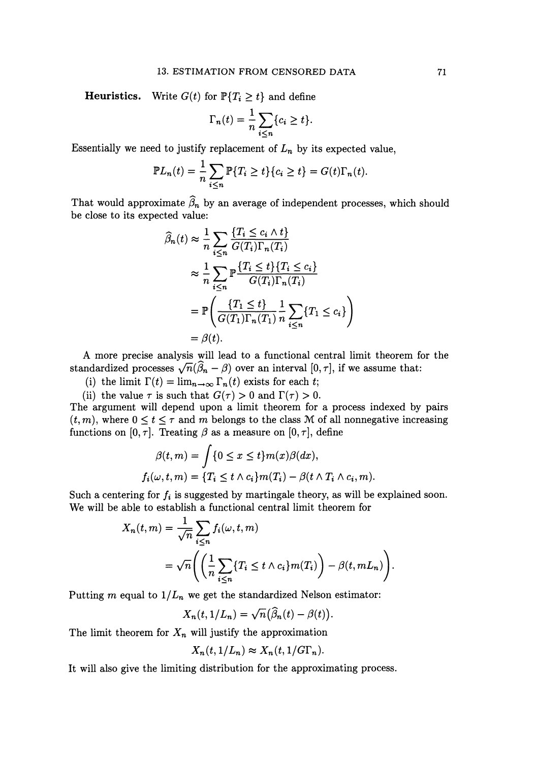**Heuristics.** Write $G(t)$ for $\mathbb{P}\{T_i \geq t\}$ and define

$$\Gamma_n(t) = \frac{1}{n}\sum_{i\leq n}\{c_i \geq t\}.$$

Essentially we need to justify replacement of $L_n$ by its expected value,

$$\mathbb{P}L_n(t) = \frac{1}{n}\sum_{i\leq n}\mathbb{P}\{T_i \geq t\}\{c_i \geq t\} = G(t)\Gamma_n(t).$$

That would approximate $\widehat{\beta}_n$ by an average of independent processes, which should be close to its expected value:

$$\begin{aligned}
\widehat{\beta}_n(t) &\approx \frac{1}{n}\sum_{i\leq n}\frac{\{T_i \leq c_i \wedge t\}}{G(T_i)\Gamma_n(T_i)} \\
&\approx \frac{1}{n}\sum_{i\leq n}\mathbb{P}\frac{\{T_i \leq t\}\{T_i \leq c_i\}}{G(T_i)\Gamma_n(T_i)} \\
&= \mathbb{P}\left(\frac{\{T_1 \leq t\}}{G(T_1)\Gamma_n(T_1)}\frac{1}{n}\sum_{i\leq n}\{T_1 \leq c_i\}\right) \\
&= \beta(t).
\end{aligned}$$

A more precise analysis will lead to a functional central limit theorem for the standardized processes $\sqrt{n}(\widehat{\beta}_n - \beta)$ over an interval $[0,\tau]$, if we assume that:

(i) the limit $\Gamma(t) = \lim_{n\to\infty}\Gamma_n(t)$ exists for each $t$;

(ii) the value $\tau$ is such that $G(\tau) > 0$ and $\Gamma(\tau) > 0$.

The argument will depend upon a limit theorem for a process indexed by pairs $(t, m)$, where $0 \leq t \leq \tau$ and $m$ belongs to the class $\mathcal{M}$ of all nonnegative increasing functions on $[0,\tau]$. Treating $\beta$ as a measure on $[0,\tau]$, define

$$\beta(t,m) = \int\{0 \leq x \leq t\}m(x)\beta(dx),$$

$$f_i(\omega,t,m) = \{T_i \leq t \wedge c_i\}m(T_i) - \beta(t \wedge T_i \wedge c_i, m).$$

Such a centering for $f_i$ is suggested by martingale theory, as will be explained soon. We will be able to establish a functional central limit theorem for

$$\begin{aligned}
X_n(t,m) &= \frac{1}{\sqrt{n}}\sum_{i\leq n}f_i(\omega,t,m) \\
&= \sqrt{n}\left(\left(\frac{1}{n}\sum_{i\leq n}\{T_i \leq t \wedge c_i\}m(T_i)\right) - \beta(t, mL_n)\right).
\end{aligned}$$

Putting $m$ equal to $1/L_n$ we get the standardized Nelson estimator:

$$X_n(t, 1/L_n) = \sqrt{n}\big(\widehat{\beta}_n(t) - \beta(t)\big).$$

The limit theorem for $X_n$ will justify the approximation

$$X_n(t, 1/L_n) \approx X_n(t, 1/G\Gamma_n).$$

It will also give the limiting distribution for the approximating process.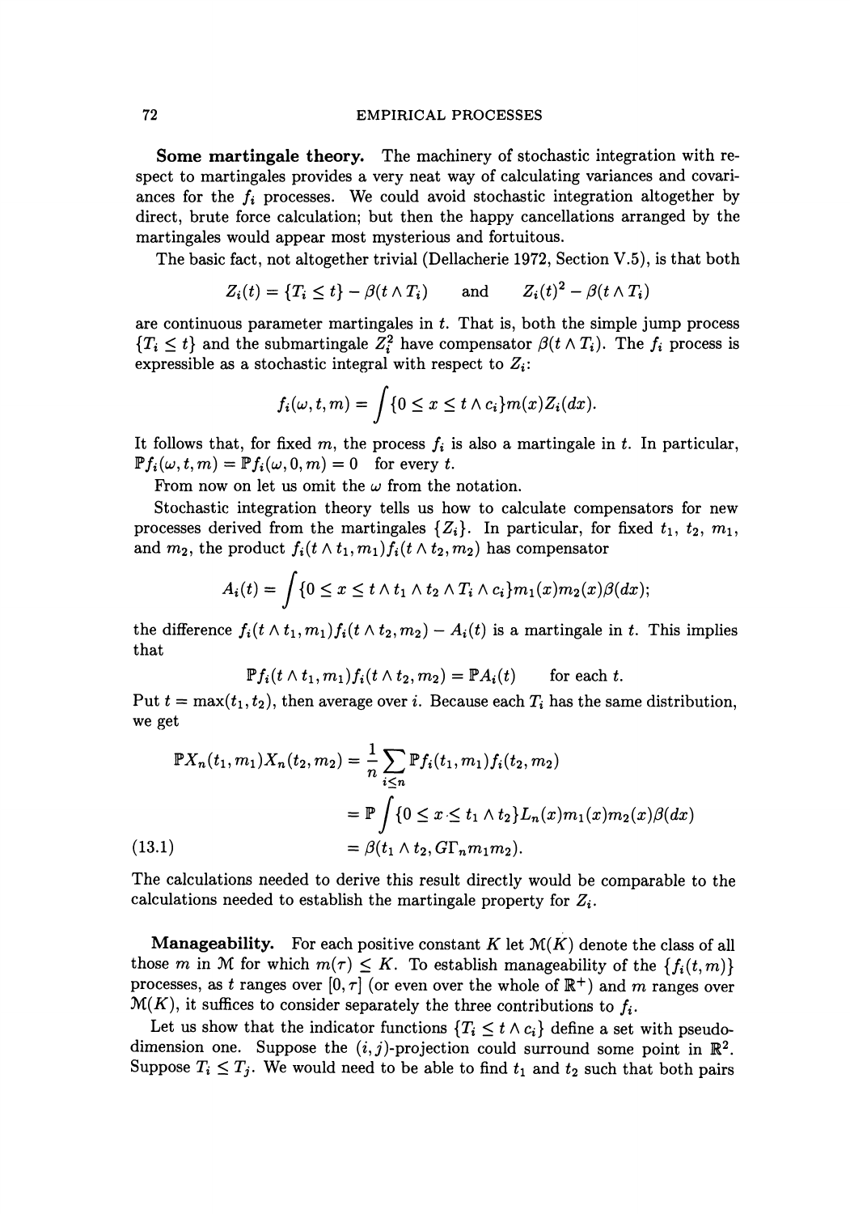**Some martingale theory.** The machinery of stochastic integration with respect to martingales provides a very neat way of calculating variances and covariances for the $f_i$ processes. We could avoid stochastic integration altogether by direct, brute force calculation; but then the happy cancellations arranged by the martingales would appear most mysterious and fortuitous.

The basic fact, not altogether trivial (Dellacherie 1972, Section V.5), is that both

$$Z_i(t) = \{T_i \leq t\} - \beta(t \wedge T_i) \qquad \text{and} \qquad Z_i(t)^2 - \beta(t \wedge T_i)$$

are continuous parameter martingales in $t$. That is, both the simple jump process $\{T_i \leq t\}$ and the submartingale $Z_i^2$ have compensator $\beta(t \wedge T_i)$. The $f_i$ process is expressible as a stochastic integral with respect to $Z_i$:

$$f_i(\omega, t, m) = \int \{0 \leq x \leq t \wedge c_i\} m(x) Z_i(dx).$$

It follows that, for fixed $m$, the process $f_i$ is also a martingale in $t$. In particular, $\mathbb{P} f_i(\omega, t, m) = \mathbb{P} f_i(\omega, 0, m) = 0$ for every $t$.

From now on let us omit the $\omega$ from the notation.

Stochastic integration theory tells us how to calculate compensators for new processes derived from the martingales $\{Z_i\}$. In particular, for fixed $t_1$, $t_2$, $m_1$, and $m_2$, the product $f_i(t \wedge t_1, m_1) f_i(t \wedge t_2, m_2)$ has compensator

$$A_i(t) = \int \{0 \leq x \leq t \wedge t_1 \wedge t_2 \wedge T_i \wedge c_i\} m_1(x) m_2(x) \beta(dx);$$

the difference $f_i(t \wedge t_1, m_1) f_i(t \wedge t_2, m_2) - A_i(t)$ is a martingale in $t$. This implies that

$$\mathbb{P} f_i(t \wedge t_1, m_1) f_i(t \wedge t_2, m_2) = \mathbb{P} A_i(t) \qquad \text{for each } t.$$

Put $t = \max(t_1, t_2)$, then average over $i$. Because each $T_i$ has the same distribution, we get

$$\begin{aligned}
\mathbb{P} X_n(t_1, m_1) X_n(t_2, m_2) &= \frac{1}{n} \sum_{i \leq n} \mathbb{P} f_i(t_1, m_1) f_i(t_2, m_2) \\
&= \mathbb{P} \int \{0 \leq x \leq t_1 \wedge t_2\} L_n(x) m_1(x) m_2(x) \beta(dx) \\
&= \beta(t_1 \wedge t_2, G\Gamma_n m_1 m_2). \qquad (13.1)
\end{aligned}$$

The calculations needed to derive this result directly would be comparable to the calculations needed to establish the martingale property for $Z_i$.

**Manageability.** For each positive constant $K$ let $\mathcal{M}(K)$ denote the class of all those $m$ in $\mathcal{M}$ for which $m(\tau) \leq K$. To establish manageability of the $\{f_i(t, m)\}$ processes, as $t$ ranges over $[0, \tau]$ (or even over the whole of $\mathbb{R}^+$) and $m$ ranges over $\mathcal{M}(K)$, it suffices to consider separately the three contributions to $f_i$.

Let us show that the indicator functions $\{T_i \leq t \wedge c_i\}$ define a set with pseudo-dimension one. Suppose the $(i, j)$-projection could surround some point in $\mathbb{R}^2$. Suppose $T_i \leq T_j$. We would need to be able to find $t_1$ and $t_2$ such that both pairs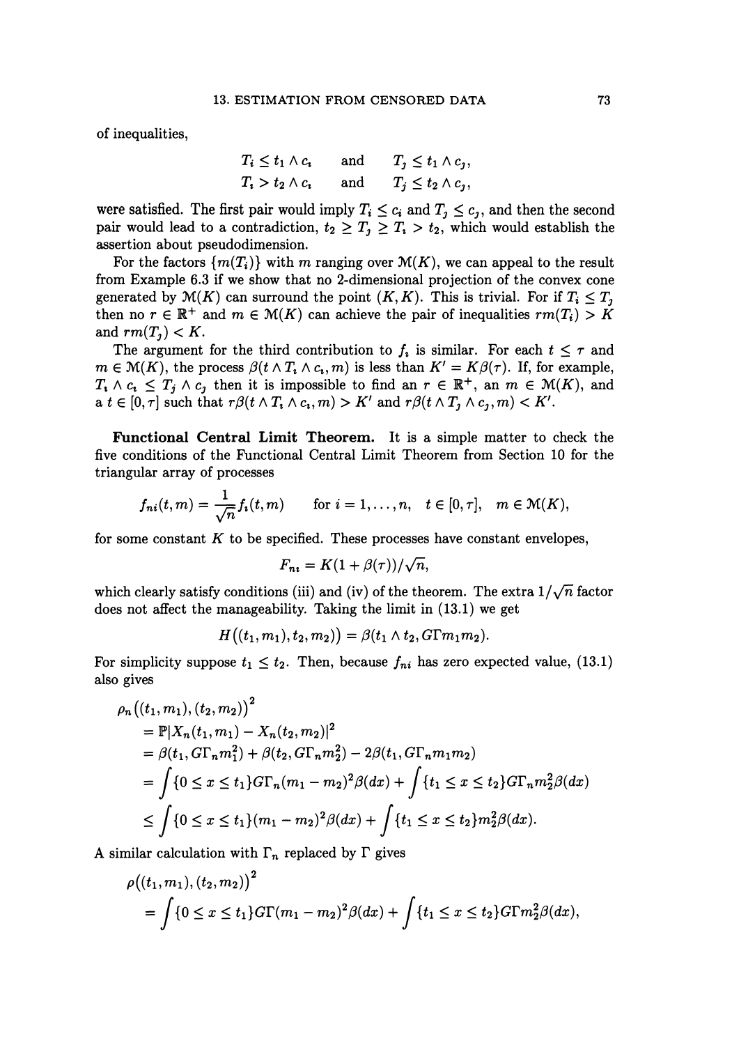of inequalities,

$$
\begin{aligned}
T_i \le t_1 \wedge c_i \quad &\text{and} \quad T_j \le t_1 \wedge c_j, \\
T_i > t_2 \wedge c_i \quad &\text{and} \quad T_j \le t_2 \wedge c_j,
\end{aligned}
$$

were satisfied. The first pair would imply $T_i \le c_i$ and $T_j \le c_j$, and then the second pair would lead to a contradiction, $t_2 \ge T_j \ge T_i > t_2$, which would establish the assertion about pseudodimension.

For the factors $\{m(T_i)\}$ with $m$ ranging over $\mathcal{M}(K)$, we can appeal to the result from Example 6.3 if we show that no 2-dimensional projection of the convex cone generated by $\mathcal{M}(K)$ can surround the point $(K, K)$. This is trivial. For if $T_i \le T_j$ then no $r \in \mathbb{R}^+$ and $m \in \mathcal{M}(K)$ can achieve the pair of inequalities $rm(T_i) > K$ and $rm(T_j) < K$.

The argument for the third contribution to $f_i$ is similar. For each $t \le \tau$ and $m \in \mathcal{M}(K)$, the process $\beta(t \wedge T_i \wedge c_i, m)$ is less than $K' = K\beta(\tau)$. If, for example, $T_i \wedge c_i \le T_j \wedge c_j$ then it is impossible to find an $r \in \mathbb{R}^+$, an $m \in \mathcal{M}(K)$, and a $t \in [0, \tau]$ such that $r\beta(t \wedge T_i \wedge c_i, m) > K'$ and $r\beta(t \wedge T_j \wedge c_j, m) < K'$.

**Functional Central Limit Theorem.** It is a simple matter to check the five conditions of the Functional Central Limit Theorem from Section 10 for the triangular array of processes

$$
f_{ni}(t, m) = \frac{1}{\sqrt{n}} f_i(t, m) \qquad \text{for } i = 1, \ldots, n, \quad t \in [0, \tau], \quad m \in \mathcal{M}(K),
$$

for some constant $K$ to be specified. These processes have constant envelopes,

$$
F_{ni} = K(1 + \beta(\tau))/\sqrt{n},
$$

which clearly satisfy conditions (iii) and (iv) of the theorem. The extra $1/\sqrt{n}$ factor does not affect the manageability. Taking the limit in (13.1) we get

$$
H\big((t_1, m_1), t_2, m_2)\big) = \beta(t_1 \wedge t_2, G\Gamma m_1 m_2).
$$

For simplicity suppose $t_1 \le t_2$. Then, because $f_{ni}$ has zero expected value, (13.1) also gives

$$
\begin{aligned}
&\rho_n\big((t_1, m_1), (t_2, m_2)\big)^2 \\
&\quad = \mathbb{P}|X_n(t_1, m_1) - X_n(t_2, m_2)|^2 \\
&\quad = \beta(t_1, G\Gamma_n m_1^2) + \beta(t_2, G\Gamma_n m_2^2) - 2\beta(t_1, G\Gamma_n m_1 m_2) \\
&\quad = \int \{0 \le x \le t_1\} G\Gamma_n (m_1 - m_2)^2 \beta(dx) + \int \{t_1 \le x \le t_2\} G\Gamma_n m_2^2 \beta(dx) \\
&\quad \le \int \{0 \le x \le t_1\} (m_1 - m_2)^2 \beta(dx) + \int \{t_1 \le x \le t_2\} m_2^2 \beta(dx).
\end{aligned}
$$

A similar calculation with $\Gamma_n$ replaced by $\Gamma$ gives

$$
\begin{aligned}
&\rho\big((t_1, m_1), (t_2, m_2)\big)^2 \\
&\quad = \int \{0 \le x \le t_1\} G\Gamma (m_1 - m_2)^2 \beta(dx) + \int \{t_1 \le x \le t_2\} G\Gamma m_2^2 \beta(dx),
\end{aligned}
$$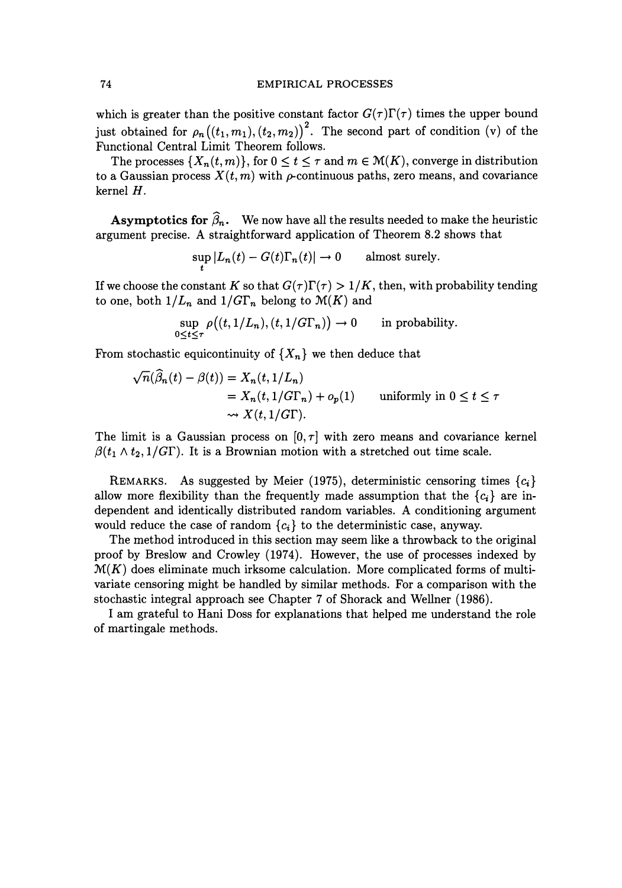which is greater than the positive constant factor $G(\tau)\Gamma(\tau)$ times the upper bound just obtained for $\rho_n\big((t_1, m_1), (t_2, m_2)\big)^2$. The second part of condition (v) of the Functional Central Limit Theorem follows.

The processes $\{X_n(t, m)\}$, for $0 \le t \le \tau$ and $m \in \mathcal{M}(K)$, converge in distribution to a Gaussian process $X(t, m)$ with $\rho$-continuous paths, zero means, and covariance kernel $H$.

**Asymptotics for $\widehat{\beta}_n$.** We now have all the results needed to make the heuristic argument precise. A straightforward application of Theorem 8.2 shows that

$$\sup_t |L_n(t) - G(t)\Gamma_n(t)| \to 0 \qquad \text{almost surely.}$$

If we choose the constant $K$ so that $G(\tau)\Gamma(\tau) > 1/K$, then, with probability tending to one, both $1/L_n$ and $1/G\Gamma_n$ belong to $\mathcal{M}(K)$ and

$$\sup_{0 \le t \le \tau} \rho\big((t, 1/L_n), (t, 1/G\Gamma_n)\big) \to 0 \qquad \text{in probability.}$$

From stochastic equicontinuity of $\{X_n\}$ we then deduce that

$$\begin{aligned}
\sqrt{n}(\widehat{\beta}_n(t) - \beta(t)) &= X_n(t, 1/L_n) \\
&= X_n(t, 1/G\Gamma_n) + o_p(1) \qquad \text{uniformly in } 0 \le t \le \tau \\
&\rightsquigarrow X(t, 1/G\Gamma).
\end{aligned}$$

The limit is a Gaussian process on $[0, \tau]$ with zero means and covariance kernel $\beta(t_1 \wedge t_2, 1/G\Gamma)$. It is a Brownian motion with a stretched out time scale.

REMARKS. As suggested by Meier (1975), deterministic censoring times $\{c_i\}$ allow more flexibility than the frequently made assumption that the $\{c_i\}$ are independent and identically distributed random variables. A conditioning argument would reduce the case of random $\{c_i\}$ to the deterministic case, anyway.

The method introduced in this section may seem like a throwback to the original proof by Breslow and Crowley (1974). However, the use of processes indexed by $\mathcal{M}(K)$ does eliminate much irksome calculation. More complicated forms of multivariate censoring might be handled by similar methods. For a comparison with the stochastic integral approach see Chapter 7 of Shorack and Wellner (1986).

I am grateful to Hani Doss for explanations that helped me understand the role of martingale methods.